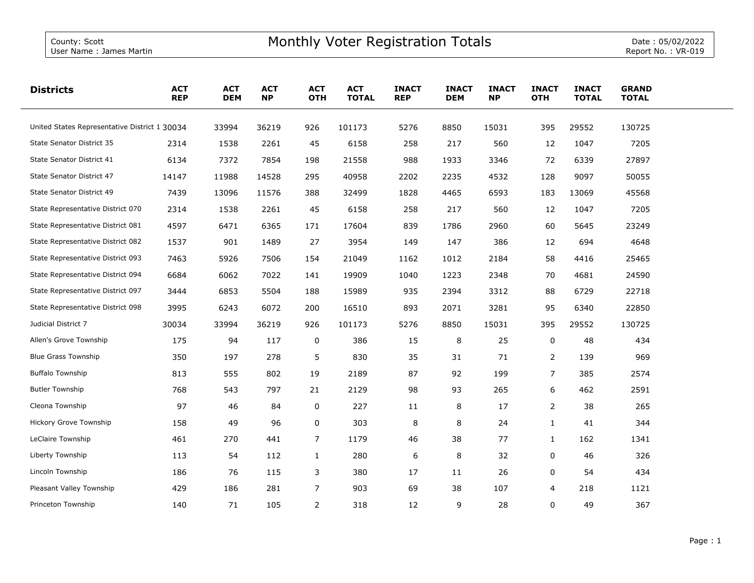County: Scott
User Name : James Martin

# Monthly Voter Registration Totals

Date : 05/02/2022
Report No. : VR-019

| Districts | ACT REP | ACT DEM | ACT NP | ACT OTH | ACT TOTAL | INACT REP | INACT DEM | INACT NP | INACT OTH | INACT TOTAL | GRAND TOTAL |
|---|---|---|---|---|---|---|---|---|---|---|---|
| United States Representative District 1 | 30034 | 33994 | 36219 | 926 | 101173 | 5276 | 8850 | 15031 | 395 | 29552 | 130725 |
| State Senator District 35 | 2314 | 1538 | 2261 | 45 | 6158 | 258 | 217 | 560 | 12 | 1047 | 7205 |
| State Senator District 41 | 6134 | 7372 | 7854 | 198 | 21558 | 988 | 1933 | 3346 | 72 | 6339 | 27897 |
| State Senator District 47 | 14147 | 11988 | 14528 | 295 | 40958 | 2202 | 2235 | 4532 | 128 | 9097 | 50055 |
| State Senator District 49 | 7439 | 13096 | 11576 | 388 | 32499 | 1828 | 4465 | 6593 | 183 | 13069 | 45568 |
| State Representative District 070 | 2314 | 1538 | 2261 | 45 | 6158 | 258 | 217 | 560 | 12 | 1047 | 7205 |
| State Representative District 081 | 4597 | 6471 | 6365 | 171 | 17604 | 839 | 1786 | 2960 | 60 | 5645 | 23249 |
| State Representative District 082 | 1537 | 901 | 1489 | 27 | 3954 | 149 | 147 | 386 | 12 | 694 | 4648 |
| State Representative District 093 | 7463 | 5926 | 7506 | 154 | 21049 | 1162 | 1012 | 2184 | 58 | 4416 | 25465 |
| State Representative District 094 | 6684 | 6062 | 7022 | 141 | 19909 | 1040 | 1223 | 2348 | 70 | 4681 | 24590 |
| State Representative District 097 | 3444 | 6853 | 5504 | 188 | 15989 | 935 | 2394 | 3312 | 88 | 6729 | 22718 |
| State Representative District 098 | 3995 | 6243 | 6072 | 200 | 16510 | 893 | 2071 | 3281 | 95 | 6340 | 22850 |
| Judicial District 7 | 30034 | 33994 | 36219 | 926 | 101173 | 5276 | 8850 | 15031 | 395 | 29552 | 130725 |
| Allen's Grove Township | 175 | 94 | 117 | 0 | 386 | 15 | 8 | 25 | 0 | 48 | 434 |
| Blue Grass Township | 350 | 197 | 278 | 5 | 830 | 35 | 31 | 71 | 2 | 139 | 969 |
| Buffalo Township | 813 | 555 | 802 | 19 | 2189 | 87 | 92 | 199 | 7 | 385 | 2574 |
| Butler Township | 768 | 543 | 797 | 21 | 2129 | 98 | 93 | 265 | 6 | 462 | 2591 |
| Cleona Township | 97 | 46 | 84 | 0 | 227 | 11 | 8 | 17 | 2 | 38 | 265 |
| Hickory Grove Township | 158 | 49 | 96 | 0 | 303 | 8 | 8 | 24 | 1 | 41 | 344 |
| LeClaire Township | 461 | 270 | 441 | 7 | 1179 | 46 | 38 | 77 | 1 | 162 | 1341 |
| Liberty Township | 113 | 54 | 112 | 1 | 280 | 6 | 8 | 32 | 0 | 46 | 326 |
| Lincoln Township | 186 | 76 | 115 | 3 | 380 | 17 | 11 | 26 | 0 | 54 | 434 |
| Pleasant Valley Township | 429 | 186 | 281 | 7 | 903 | 69 | 38 | 107 | 4 | 218 | 1121 |
| Princeton Township | 140 | 71 | 105 | 2 | 318 | 12 | 9 | 28 | 0 | 49 | 367 |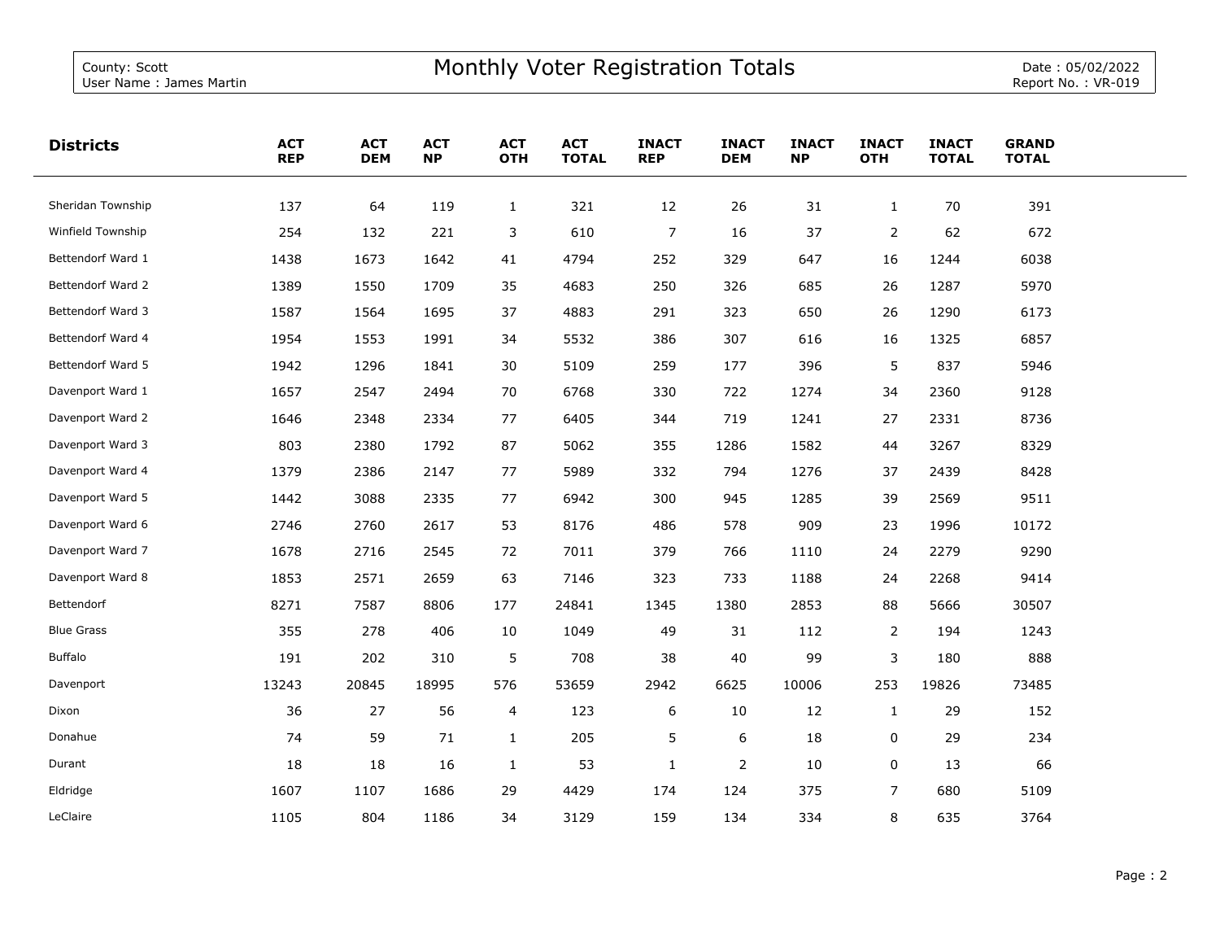County: Scott
User Name : James Martin

# Monthly Voter Registration Totals

Date : 05/02/2022
Report No. : VR-019

| Districts | ACT REP | ACT DEM | ACT NP | ACT OTH | ACT TOTAL | INACT REP | INACT DEM | INACT NP | INACT OTH | INACT TOTAL | GRAND TOTAL |
|---|---|---|---|---|---|---|---|---|---|---|---|
| Sheridan Township | 137 | 64 | 119 | 1 | 321 | 12 | 26 | 31 | 1 | 70 | 391 |
| Winfield Township | 254 | 132 | 221 | 3 | 610 | 7 | 16 | 37 | 2 | 62 | 672 |
| Bettendorf Ward 1 | 1438 | 1673 | 1642 | 41 | 4794 | 252 | 329 | 647 | 16 | 1244 | 6038 |
| Bettendorf Ward 2 | 1389 | 1550 | 1709 | 35 | 4683 | 250 | 326 | 685 | 26 | 1287 | 5970 |
| Bettendorf Ward 3 | 1587 | 1564 | 1695 | 37 | 4883 | 291 | 323 | 650 | 26 | 1290 | 6173 |
| Bettendorf Ward 4 | 1954 | 1553 | 1991 | 34 | 5532 | 386 | 307 | 616 | 16 | 1325 | 6857 |
| Bettendorf Ward 5 | 1942 | 1296 | 1841 | 30 | 5109 | 259 | 177 | 396 | 5 | 837 | 5946 |
| Davenport Ward 1 | 1657 | 2547 | 2494 | 70 | 6768 | 330 | 722 | 1274 | 34 | 2360 | 9128 |
| Davenport Ward 2 | 1646 | 2348 | 2334 | 77 | 6405 | 344 | 719 | 1241 | 27 | 2331 | 8736 |
| Davenport Ward 3 | 803 | 2380 | 1792 | 87 | 5062 | 355 | 1286 | 1582 | 44 | 3267 | 8329 |
| Davenport Ward 4 | 1379 | 2386 | 2147 | 77 | 5989 | 332 | 794 | 1276 | 37 | 2439 | 8428 |
| Davenport Ward 5 | 1442 | 3088 | 2335 | 77 | 6942 | 300 | 945 | 1285 | 39 | 2569 | 9511 |
| Davenport Ward 6 | 2746 | 2760 | 2617 | 53 | 8176 | 486 | 578 | 909 | 23 | 1996 | 10172 |
| Davenport Ward 7 | 1678 | 2716 | 2545 | 72 | 7011 | 379 | 766 | 1110 | 24 | 2279 | 9290 |
| Davenport Ward 8 | 1853 | 2571 | 2659 | 63 | 7146 | 323 | 733 | 1188 | 24 | 2268 | 9414 |
| Bettendorf | 8271 | 7587 | 8806 | 177 | 24841 | 1345 | 1380 | 2853 | 88 | 5666 | 30507 |
| Blue Grass | 355 | 278 | 406 | 10 | 1049 | 49 | 31 | 112 | 2 | 194 | 1243 |
| Buffalo | 191 | 202 | 310 | 5 | 708 | 38 | 40 | 99 | 3 | 180 | 888 |
| Davenport | 13243 | 20845 | 18995 | 576 | 53659 | 2942 | 6625 | 10006 | 253 | 19826 | 73485 |
| Dixon | 36 | 27 | 56 | 4 | 123 | 6 | 10 | 12 | 1 | 29 | 152 |
| Donahue | 74 | 59 | 71 | 1 | 205 | 5 | 6 | 18 | 0 | 29 | 234 |
| Durant | 18 | 18 | 16 | 1 | 53 | 1 | 2 | 10 | 0 | 13 | 66 |
| Eldridge | 1607 | 1107 | 1686 | 29 | 4429 | 174 | 124 | 375 | 7 | 680 | 5109 |
| LeClaire | 1105 | 804 | 1186 | 34 | 3129 | 159 | 134 | 334 | 8 | 635 | 3764 |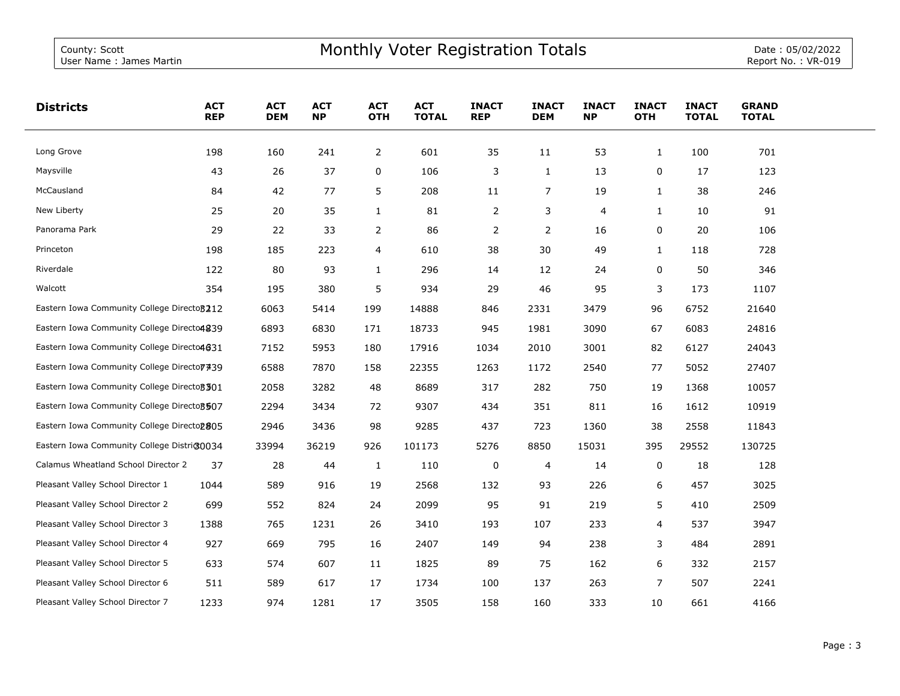| Districts | ACT REP | ACT DEM | ACT NP | ACT OTH | ACT TOTAL | INACT REP | INACT DEM | INACT NP | INACT OTH | INACT TOTAL | GRAND TOTAL |
|---|---|---|---|---|---|---|---|---|---|---|---|
| Long Grove | 198 | 160 | 241 | 2 | 601 | 35 | 11 | 53 | 1 | 100 | 701 |
| Maysville | 43 | 26 | 37 | 0 | 106 | 3 | 1 | 13 | 0 | 17 | 123 |
| McCausland | 84 | 42 | 77 | 5 | 208 | 11 | 7 | 19 | 1 | 38 | 246 |
| New Liberty | 25 | 20 | 35 | 1 | 81 | 2 | 3 | 4 | 1 | 10 | 91 |
| Panorama Park | 29 | 22 | 33 | 2 | 86 | 2 | 2 | 16 | 0 | 20 | 106 |
| Princeton | 198 | 185 | 223 | 4 | 610 | 38 | 30 | 49 | 1 | 118 | 728 |
| Riverdale | 122 | 80 | 93 | 1 | 296 | 14 | 12 | 24 | 0 | 50 | 346 |
| Walcott | 354 | 195 | 380 | 5 | 934 | 29 | 46 | 95 | 3 | 173 | 1107 |
| Eastern Iowa Community College Directo | 3212 | 6063 | 5414 | 199 | 14888 | 846 | 2331 | 3479 | 96 | 6752 | 21640 |
| Eastern Iowa Community College Directo | 4839 | 6893 | 6830 | 171 | 18733 | 945 | 1981 | 3090 | 67 | 6083 | 24816 |
| Eastern Iowa Community College Directo | 4631 | 7152 | 5953 | 180 | 17916 | 1034 | 2010 | 3001 | 82 | 6127 | 24043 |
| Eastern Iowa Community College Directo | 7739 | 6588 | 7870 | 158 | 22355 | 1263 | 1172 | 2540 | 77 | 5052 | 27407 |
| Eastern Iowa Community College Directo | 3301 | 2058 | 3282 | 48 | 8689 | 317 | 282 | 750 | 19 | 1368 | 10057 |
| Eastern Iowa Community College Directo | 3507 | 2294 | 3434 | 72 | 9307 | 434 | 351 | 811 | 16 | 1612 | 10919 |
| Eastern Iowa Community College Directo | 2805 | 2946 | 3436 | 98 | 9285 | 437 | 723 | 1360 | 38 | 2558 | 11843 |
| Eastern Iowa Community College Distric | 30034 | 33994 | 36219 | 926 | 101173 | 5276 | 8850 | 15031 | 395 | 29552 | 130725 |
| Calamus Wheatland School Director 2 | 37 | 28 | 44 | 1 | 110 | 0 | 4 | 14 | 0 | 18 | 128 |
| Pleasant Valley School Director 1 | 1044 | 589 | 916 | 19 | 2568 | 132 | 93 | 226 | 6 | 457 | 3025 |
| Pleasant Valley School Director 2 | 699 | 552 | 824 | 24 | 2099 | 95 | 91 | 219 | 5 | 410 | 2509 |
| Pleasant Valley School Director 3 | 1388 | 765 | 1231 | 26 | 3410 | 193 | 107 | 233 | 4 | 537 | 3947 |
| Pleasant Valley School Director 4 | 927 | 669 | 795 | 16 | 2407 | 149 | 94 | 238 | 3 | 484 | 2891 |
| Pleasant Valley School Director 5 | 633 | 574 | 607 | 11 | 1825 | 89 | 75 | 162 | 6 | 332 | 2157 |
| Pleasant Valley School Director 6 | 511 | 589 | 617 | 17 | 1734 | 100 | 137 | 263 | 7 | 507 | 2241 |
| Pleasant Valley School Director 7 | 1233 | 974 | 1281 | 17 | 3505 | 158 | 160 | 333 | 10 | 661 | 4166 |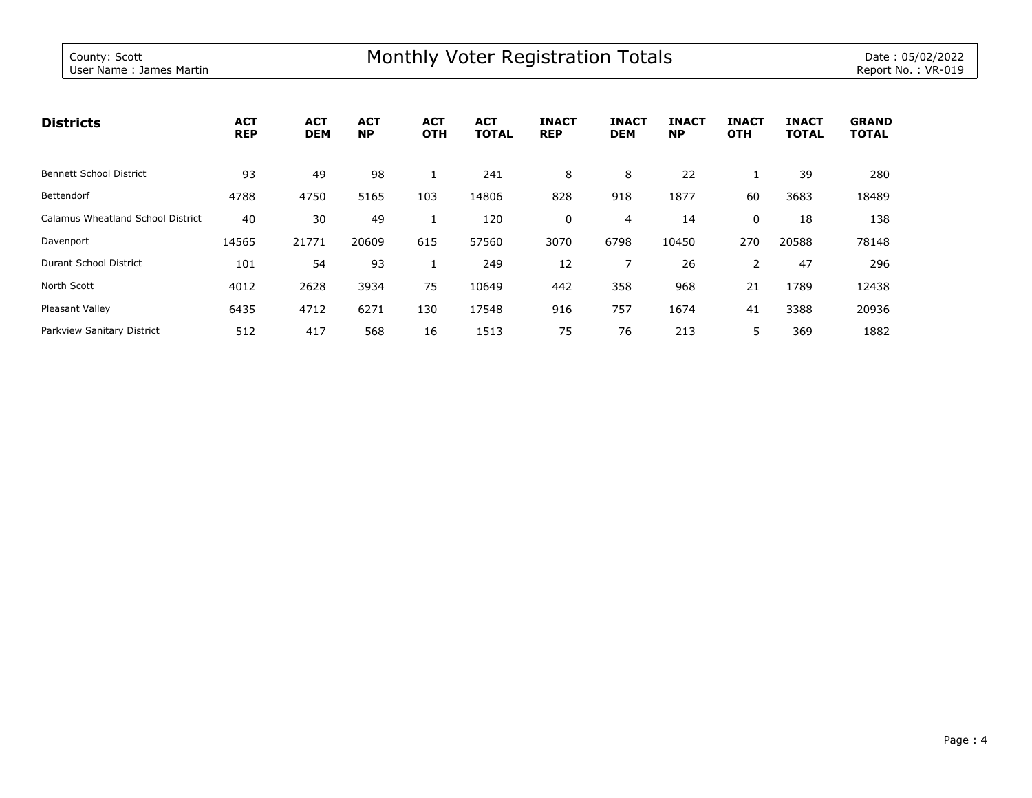County: Scott
User Name : James Martin

# Monthly Voter Registration Totals

Date : 05/02/2022
Report No. : VR-019

| Districts | ACT REP | ACT DEM | ACT NP | ACT OTH | ACT TOTAL | INACT REP | INACT DEM | INACT NP | INACT OTH | INACT TOTAL | GRAND TOTAL |
|---|---|---|---|---|---|---|---|---|---|---|---|
| Bennett School District | 93 | 49 | 98 | 1 | 241 | 8 | 8 | 22 | 1 | 39 | 280 |
| Bettendorf | 4788 | 4750 | 5165 | 103 | 14806 | 828 | 918 | 1877 | 60 | 3683 | 18489 |
| Calamus Wheatland School District | 40 | 30 | 49 | 1 | 120 | 0 | 4 | 14 | 0 | 18 | 138 |
| Davenport | 14565 | 21771 | 20609 | 615 | 57560 | 3070 | 6798 | 10450 | 270 | 20588 | 78148 |
| Durant School District | 101 | 54 | 93 | 1 | 249 | 12 | 7 | 26 | 2 | 47 | 296 |
| North Scott | 4012 | 2628 | 3934 | 75 | 10649 | 442 | 358 | 968 | 21 | 1789 | 12438 |
| Pleasant Valley | 6435 | 4712 | 6271 | 130 | 17548 | 916 | 757 | 1674 | 41 | 3388 | 20936 |
| Parkview Sanitary District | 512 | 417 | 568 | 16 | 1513 | 75 | 76 | 213 | 5 | 369 | 1882 |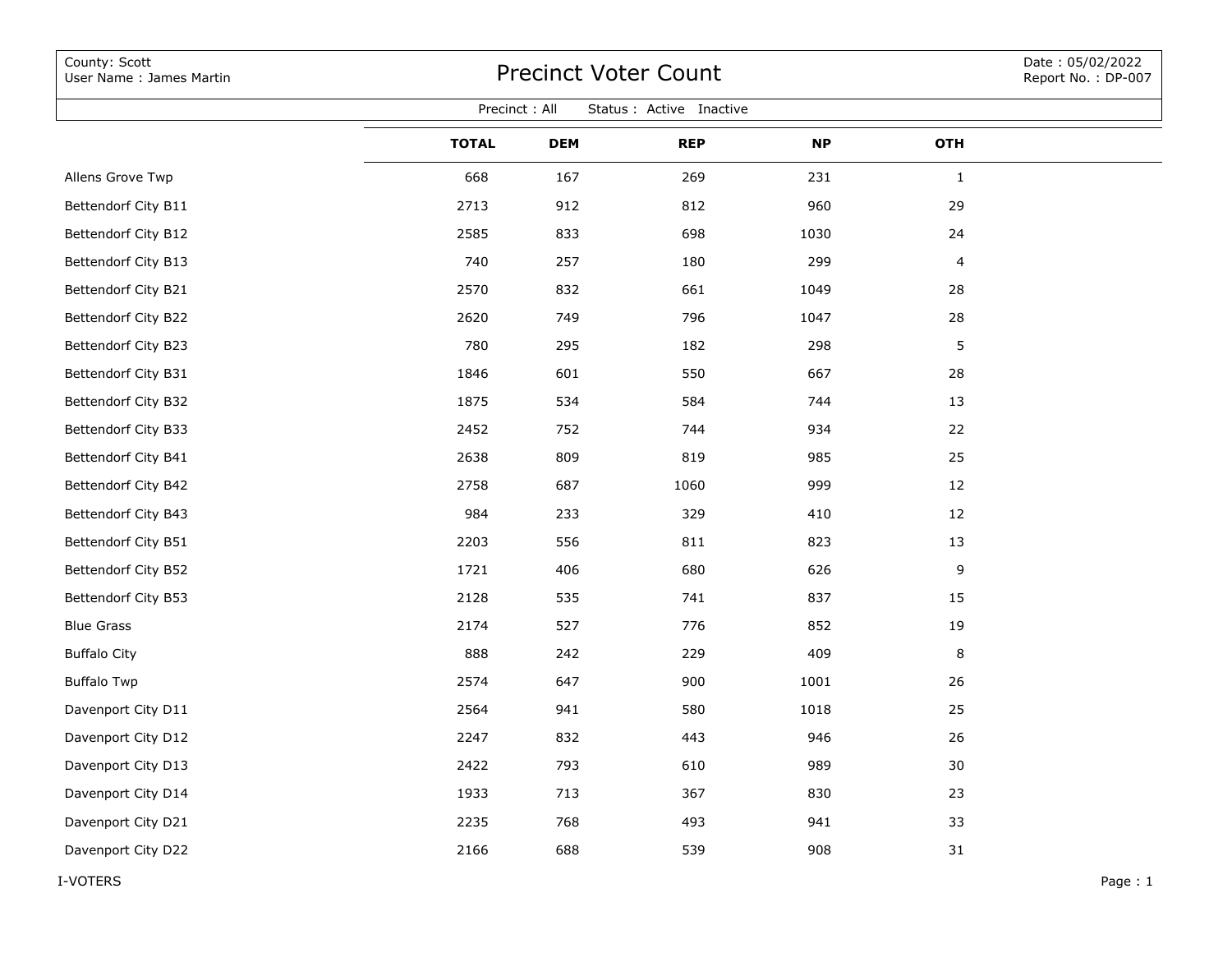County: Scott
User Name : James Martin

# Precinct Voter Count

Date : 05/02/2022
Report No. : DP-007

Precinct : All Status : Active Inactive

| | TOTAL | DEM | REP | NP | OTH |
|---|---|---|---|---|---|
| Allens Grove Twp | 668 | 167 | 269 | 231 | 1 |
| Bettendorf City B11 | 2713 | 912 | 812 | 960 | 29 |
| Bettendorf City B12 | 2585 | 833 | 698 | 1030 | 24 |
| Bettendorf City B13 | 740 | 257 | 180 | 299 | 4 |
| Bettendorf City B21 | 2570 | 832 | 661 | 1049 | 28 |
| Bettendorf City B22 | 2620 | 749 | 796 | 1047 | 28 |
| Bettendorf City B23 | 780 | 295 | 182 | 298 | 5 |
| Bettendorf City B31 | 1846 | 601 | 550 | 667 | 28 |
| Bettendorf City B32 | 1875 | 534 | 584 | 744 | 13 |
| Bettendorf City B33 | 2452 | 752 | 744 | 934 | 22 |
| Bettendorf City B41 | 2638 | 809 | 819 | 985 | 25 |
| Bettendorf City B42 | 2758 | 687 | 1060 | 999 | 12 |
| Bettendorf City B43 | 984 | 233 | 329 | 410 | 12 |
| Bettendorf City B51 | 2203 | 556 | 811 | 823 | 13 |
| Bettendorf City B52 | 1721 | 406 | 680 | 626 | 9 |
| Bettendorf City B53 | 2128 | 535 | 741 | 837 | 15 |
| Blue Grass | 2174 | 527 | 776 | 852 | 19 |
| Buffalo City | 888 | 242 | 229 | 409 | 8 |
| Buffalo Twp | 2574 | 647 | 900 | 1001 | 26 |
| Davenport City D11 | 2564 | 941 | 580 | 1018 | 25 |
| Davenport City D12 | 2247 | 832 | 443 | 946 | 26 |
| Davenport City D13 | 2422 | 793 | 610 | 989 | 30 |
| Davenport City D14 | 1933 | 713 | 367 | 830 | 23 |
| Davenport City D21 | 2235 | 768 | 493 | 941 | 33 |
| Davenport City D22 | 2166 | 688 | 539 | 908 | 31 |

I-VOTERS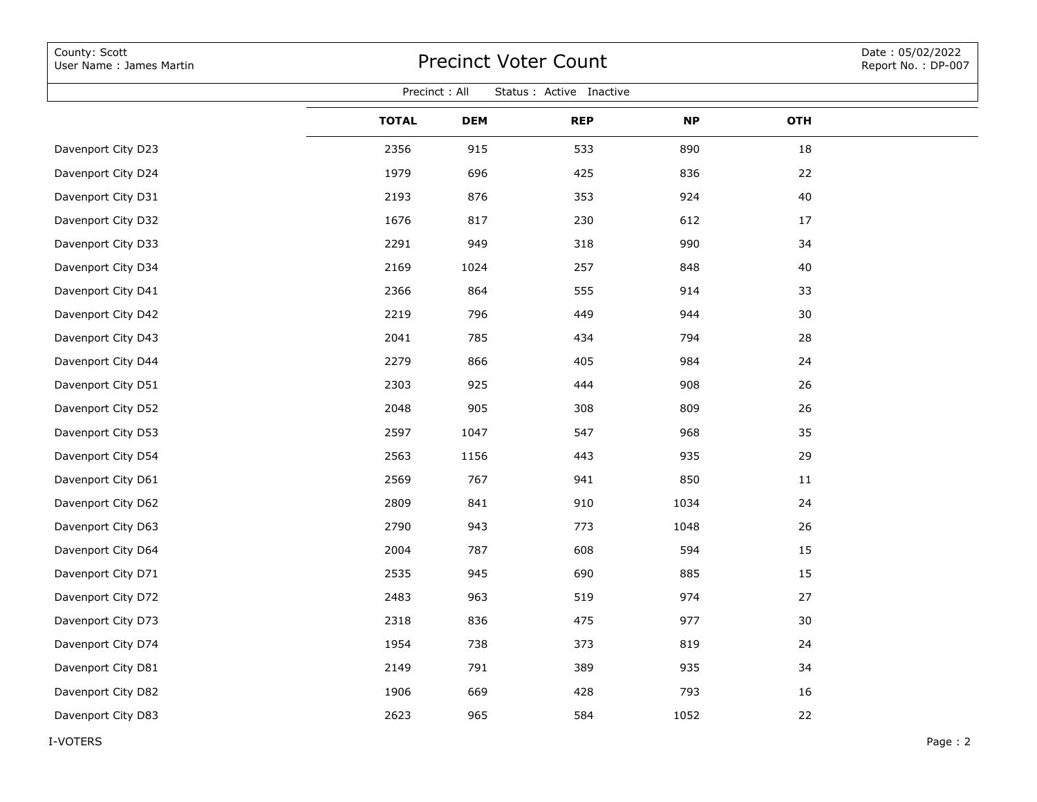County: Scott
User Name : James Martin

# Precinct Voter Count

Date : 05/02/2022
Report No. : DP-007

Precinct : All Status : Active Inactive

| | TOTAL | DEM | REP | NP | OTH |
|---|---|---|---|---|---|
| Davenport City D23 | 2356 | 915 | 533 | 890 | 18 |
| Davenport City D24 | 1979 | 696 | 425 | 836 | 22 |
| Davenport City D31 | 2193 | 876 | 353 | 924 | 40 |
| Davenport City D32 | 1676 | 817 | 230 | 612 | 17 |
| Davenport City D33 | 2291 | 949 | 318 | 990 | 34 |
| Davenport City D34 | 2169 | 1024 | 257 | 848 | 40 |
| Davenport City D41 | 2366 | 864 | 555 | 914 | 33 |
| Davenport City D42 | 2219 | 796 | 449 | 944 | 30 |
| Davenport City D43 | 2041 | 785 | 434 | 794 | 28 |
| Davenport City D44 | 2279 | 866 | 405 | 984 | 24 |
| Davenport City D51 | 2303 | 925 | 444 | 908 | 26 |
| Davenport City D52 | 2048 | 905 | 308 | 809 | 26 |
| Davenport City D53 | 2597 | 1047 | 547 | 968 | 35 |
| Davenport City D54 | 2563 | 1156 | 443 | 935 | 29 |
| Davenport City D61 | 2569 | 767 | 941 | 850 | 11 |
| Davenport City D62 | 2809 | 841 | 910 | 1034 | 24 |
| Davenport City D63 | 2790 | 943 | 773 | 1048 | 26 |
| Davenport City D64 | 2004 | 787 | 608 | 594 | 15 |
| Davenport City D71 | 2535 | 945 | 690 | 885 | 15 |
| Davenport City D72 | 2483 | 963 | 519 | 974 | 27 |
| Davenport City D73 | 2318 | 836 | 475 | 977 | 30 |
| Davenport City D74 | 1954 | 738 | 373 | 819 | 24 |
| Davenport City D81 | 2149 | 791 | 389 | 935 | 34 |
| Davenport City D82 | 1906 | 669 | 428 | 793 | 16 |
| Davenport City D83 | 2623 | 965 | 584 | 1052 | 22 |

I-VOTERS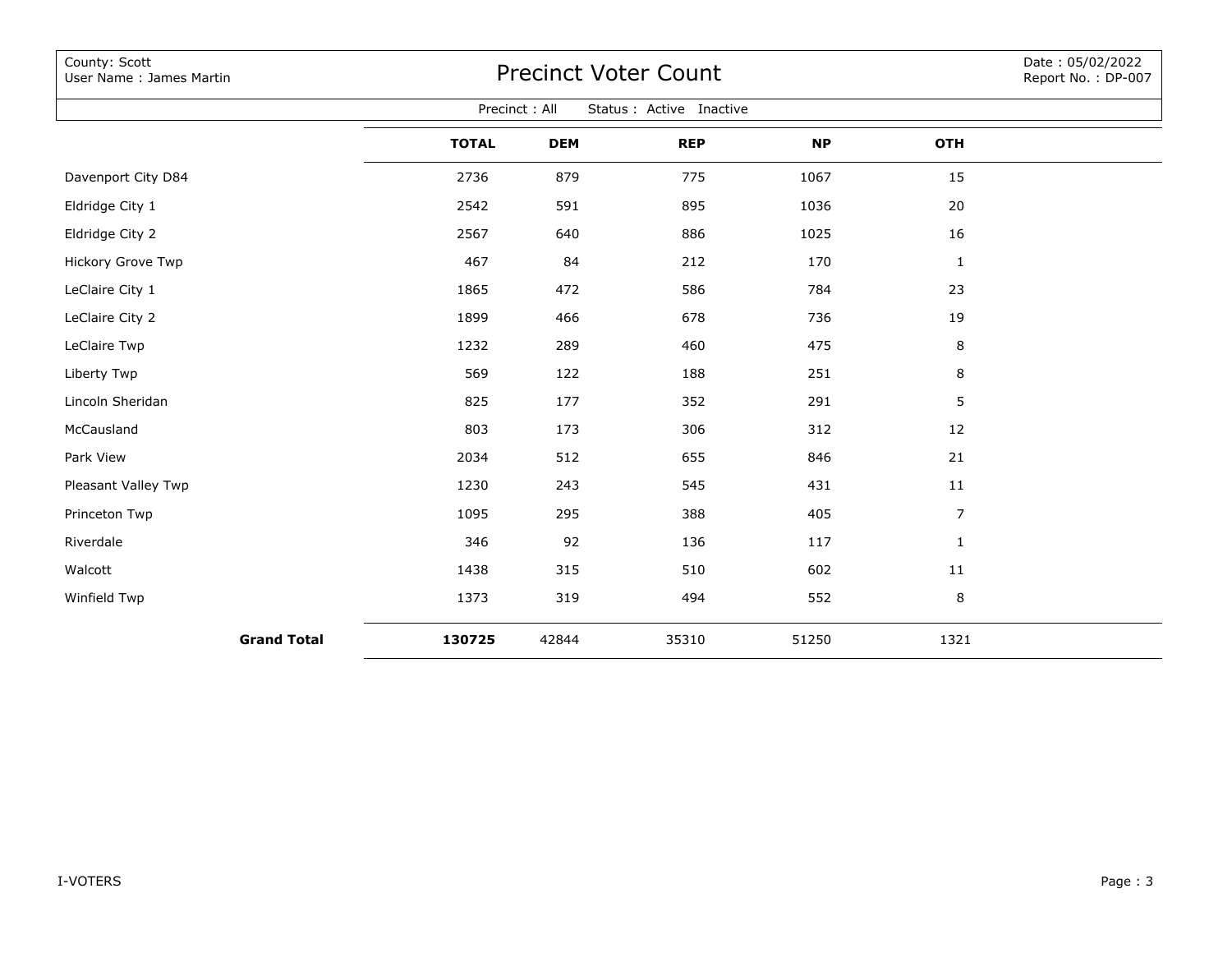County: Scott
User Name : James Martin

# Precinct Voter Count

Date : 05/02/2022
Report No. : DP-007

Precinct : All Status : Active Inactive

| | TOTAL | DEM | REP | NP | OTH |
|---|---|---|---|---|---|
| Davenport City D84 | 2736 | 879 | 775 | 1067 | 15 |
| Eldridge City 1 | 2542 | 591 | 895 | 1036 | 20 |
| Eldridge City 2 | 2567 | 640 | 886 | 1025 | 16 |
| Hickory Grove Twp | 467 | 84 | 212 | 170 | 1 |
| LeClaire City 1 | 1865 | 472 | 586 | 784 | 23 |
| LeClaire City 2 | 1899 | 466 | 678 | 736 | 19 |
| LeClaire Twp | 1232 | 289 | 460 | 475 | 8 |
| Liberty Twp | 569 | 122 | 188 | 251 | 8 |
| Lincoln Sheridan | 825 | 177 | 352 | 291 | 5 |
| McCausland | 803 | 173 | 306 | 312 | 12 |
| Park View | 2034 | 512 | 655 | 846 | 21 |
| Pleasant Valley Twp | 1230 | 243 | 545 | 431 | 11 |
| Princeton Twp | 1095 | 295 | 388 | 405 | 7 |
| Riverdale | 346 | 92 | 136 | 117 | 1 |
| Walcott | 1438 | 315 | 510 | 602 | 11 |
| Winfield Twp | 1373 | 319 | 494 | 552 | 8 |
| **Grand Total** | **130725** | 42844 | 35310 | 51250 | 1321 |

I-VOTERS